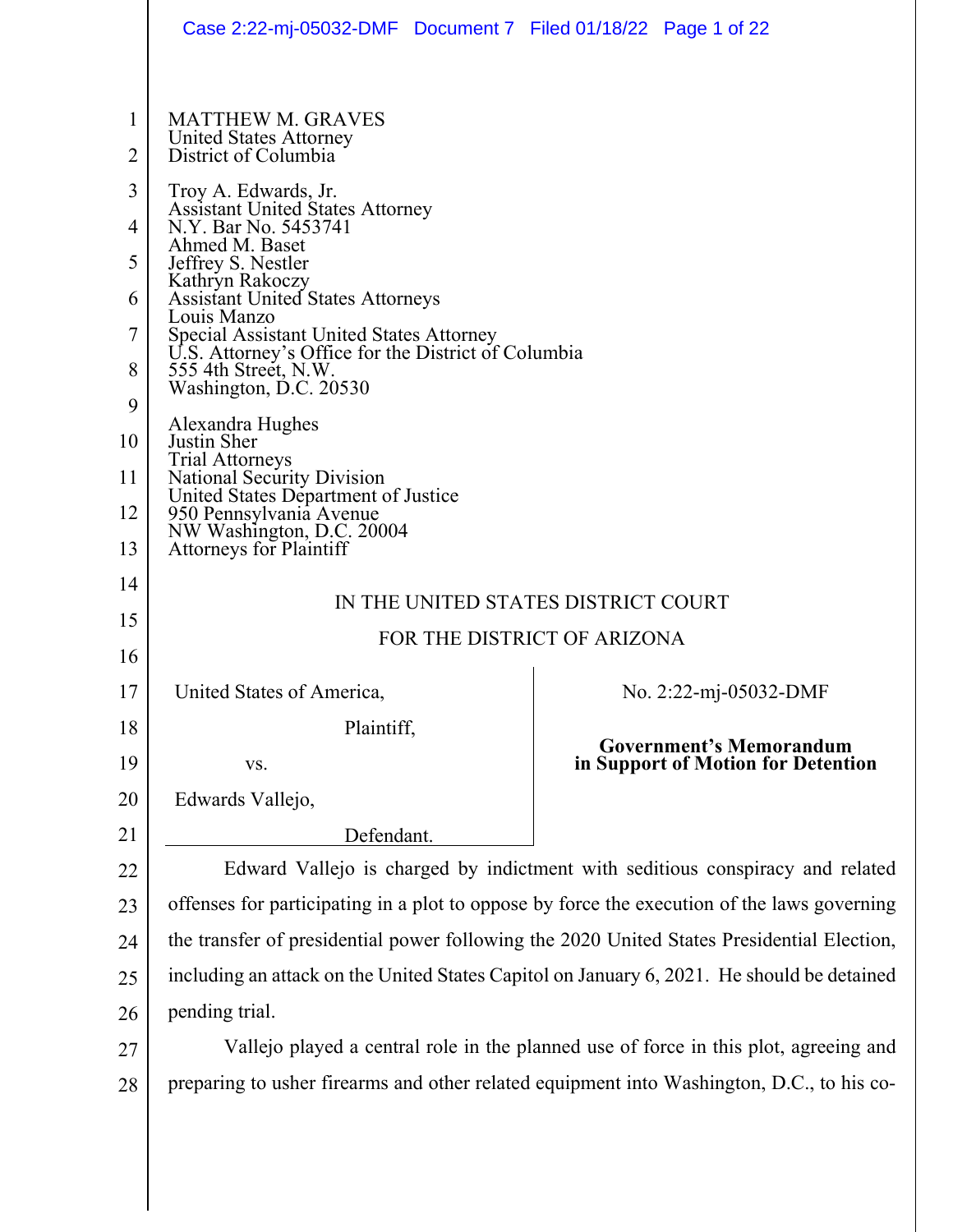MATTHEW M. GRAVES
United States Attorney
District of Columbia

Troy A. Edwards, Jr.
Assistant United States Attorney
N.Y. Bar No. 5453741
Ahmed M. Baset
Jeffrey S. Nestler
Kathryn Rakoczy
Assistant United States Attorneys
Louis Manzo
Special Assistant United States Attorney
U.S. Attorney's Office for the District of Columbia
555 4th Street, N.W.
Washington, D.C. 20530

Alexandra Hughes
Justin Sher
Trial Attorneys
National Security Division
United States Department of Justice
950 Pennsylvania Avenue
NW Washington, D.C. 20004
Attorneys for Plaintiff

IN THE UNITED STATES DISTRICT COURT

FOR THE DISTRICT OF ARIZONA

| | |
|---|---|
| United States of America,<br><br>Plaintiff,<br><br>vs.<br><br>Edwards Vallejo,<br><br>Defendant. | No. 2:22-mj-05032-DMF<br><br>**Government's Memorandum in Support of Motion for Detention** |

Edward Vallejo is charged by indictment with seditious conspiracy and related offenses for participating in a plot to oppose by force the execution of the laws governing the transfer of presidential power following the 2020 United States Presidential Election, including an attack on the United States Capitol on January 6, 2021. He should be detained pending trial.

Vallejo played a central role in the planned use of force in this plot, agreeing and preparing to usher firearms and other related equipment into Washington, D.C., to his co-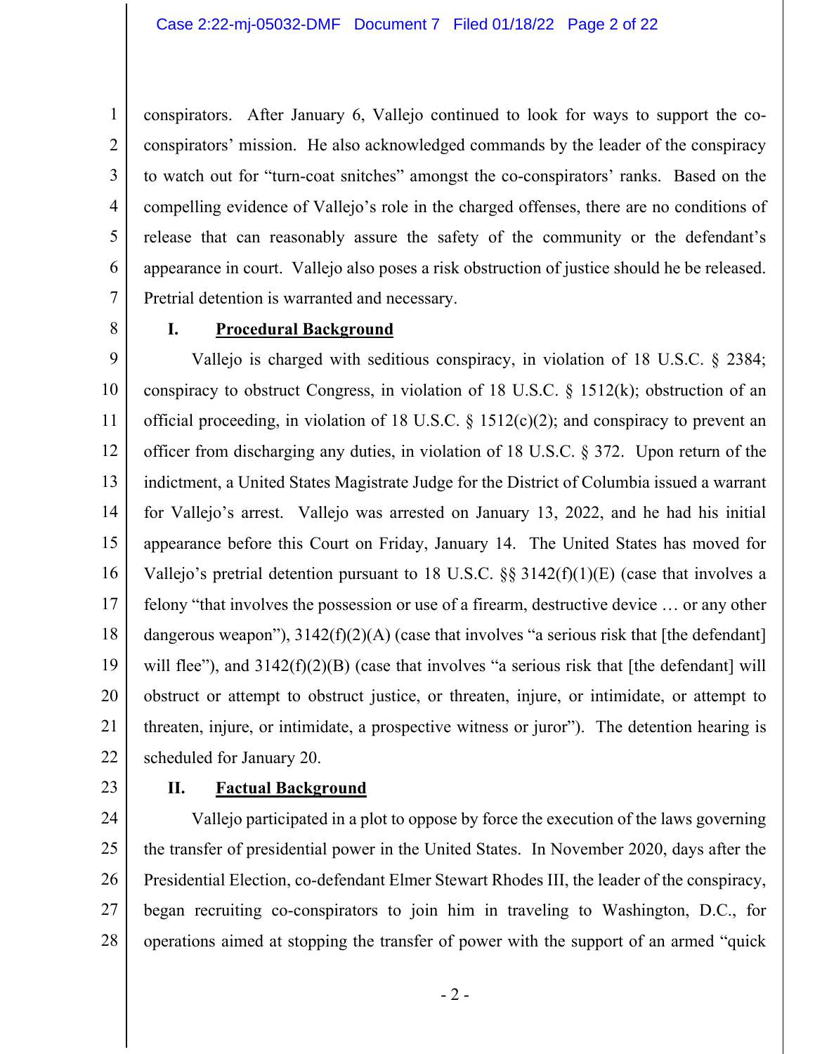conspirators. After January 6, Vallejo continued to look for ways to support the co-conspirators' mission. He also acknowledged commands by the leader of the conspiracy to watch out for "turn-coat snitches" amongst the co-conspirators' ranks. Based on the compelling evidence of Vallejo's role in the charged offenses, there are no conditions of release that can reasonably assure the safety of the community or the defendant's appearance in court. Vallejo also poses a risk obstruction of justice should he be released. Pretrial detention is warranted and necessary.

## I. Procedural Background

Vallejo is charged with seditious conspiracy, in violation of 18 U.S.C. § 2384; conspiracy to obstruct Congress, in violation of 18 U.S.C. § 1512(k); obstruction of an official proceeding, in violation of 18 U.S.C. § 1512(c)(2); and conspiracy to prevent an officer from discharging any duties, in violation of 18 U.S.C. § 372. Upon return of the indictment, a United States Magistrate Judge for the District of Columbia issued a warrant for Vallejo's arrest. Vallejo was arrested on January 13, 2022, and he had his initial appearance before this Court on Friday, January 14. The United States has moved for Vallejo's pretrial detention pursuant to 18 U.S.C. §§ 3142(f)(1)(E) (case that involves a felony "that involves the possession or use of a firearm, destructive device … or any other dangerous weapon"), 3142(f)(2)(A) (case that involves "a serious risk that [the defendant] will flee"), and 3142(f)(2)(B) (case that involves "a serious risk that [the defendant] will obstruct or attempt to obstruct justice, or threaten, injure, or intimidate, or attempt to threaten, injure, or intimidate, a prospective witness or juror"). The detention hearing is scheduled for January 20.

## II. Factual Background

Vallejo participated in a plot to oppose by force the execution of the laws governing the transfer of presidential power in the United States. In November 2020, days after the Presidential Election, co-defendant Elmer Stewart Rhodes III, the leader of the conspiracy, began recruiting co-conspirators to join him in traveling to Washington, D.C., for operations aimed at stopping the transfer of power with the support of an armed "quick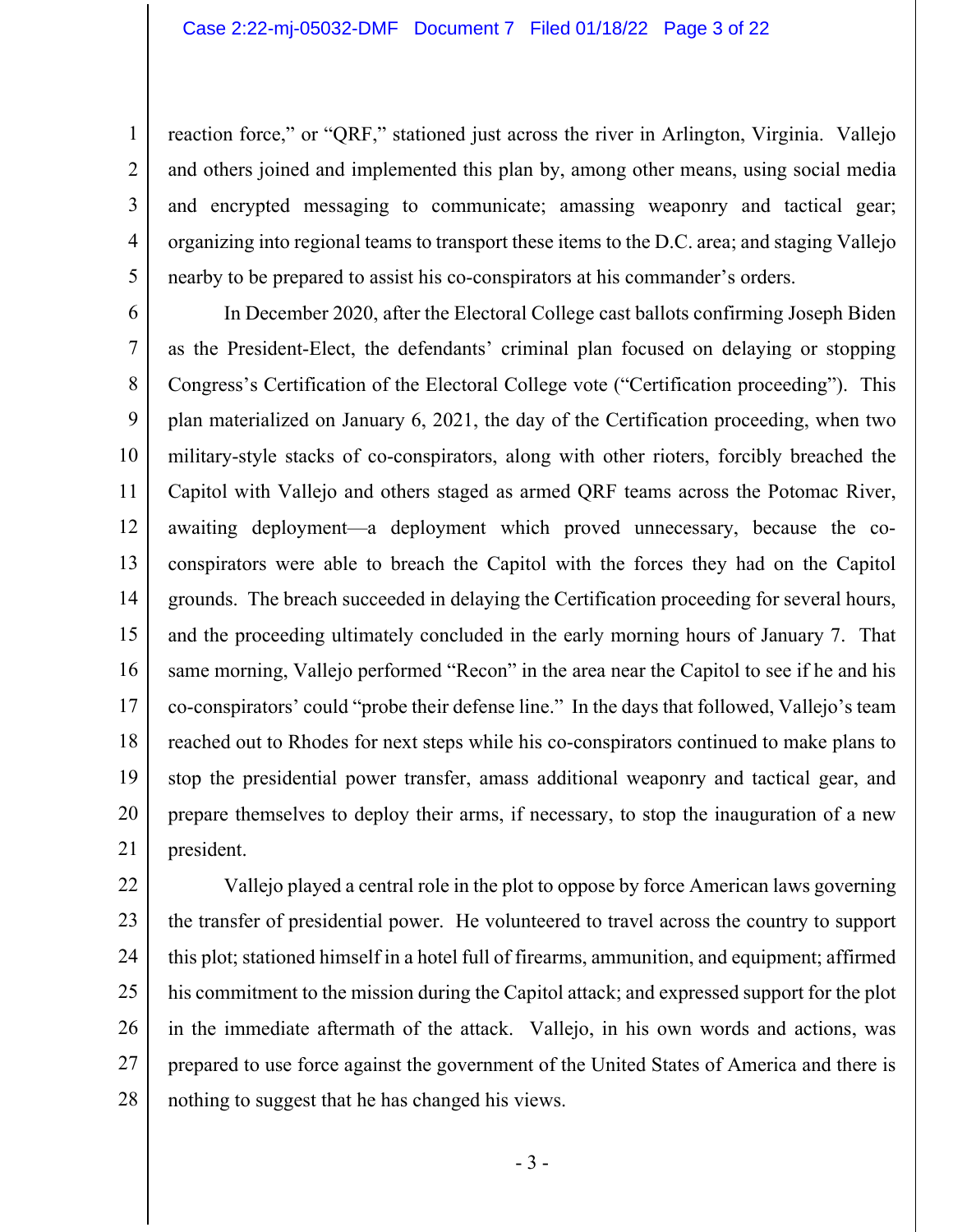reaction force," or "QRF," stationed just across the river in Arlington, Virginia. Vallejo and others joined and implemented this plan by, among other means, using social media and encrypted messaging to communicate; amassing weaponry and tactical gear; organizing into regional teams to transport these items to the D.C. area; and staging Vallejo nearby to be prepared to assist his co-conspirators at his commander's orders.

In December 2020, after the Electoral College cast ballots confirming Joseph Biden as the President-Elect, the defendants' criminal plan focused on delaying or stopping Congress's Certification of the Electoral College vote ("Certification proceeding"). This plan materialized on January 6, 2021, the day of the Certification proceeding, when two military-style stacks of co-conspirators, along with other rioters, forcibly breached the Capitol with Vallejo and others staged as armed QRF teams across the Potomac River, awaiting deployment—a deployment which proved unnecessary, because the co-conspirators were able to breach the Capitol with the forces they had on the Capitol grounds. The breach succeeded in delaying the Certification proceeding for several hours, and the proceeding ultimately concluded in the early morning hours of January 7. That same morning, Vallejo performed "Recon" in the area near the Capitol to see if he and his co-conspirators' could "probe their defense line." In the days that followed, Vallejo's team reached out to Rhodes for next steps while his co-conspirators continued to make plans to stop the presidential power transfer, amass additional weaponry and tactical gear, and prepare themselves to deploy their arms, if necessary, to stop the inauguration of a new president.

Vallejo played a central role in the plot to oppose by force American laws governing the transfer of presidential power. He volunteered to travel across the country to support this plot; stationed himself in a hotel full of firearms, ammunition, and equipment; affirmed his commitment to the mission during the Capitol attack; and expressed support for the plot in the immediate aftermath of the attack. Vallejo, in his own words and actions, was prepared to use force against the government of the United States of America and there is nothing to suggest that he has changed his views.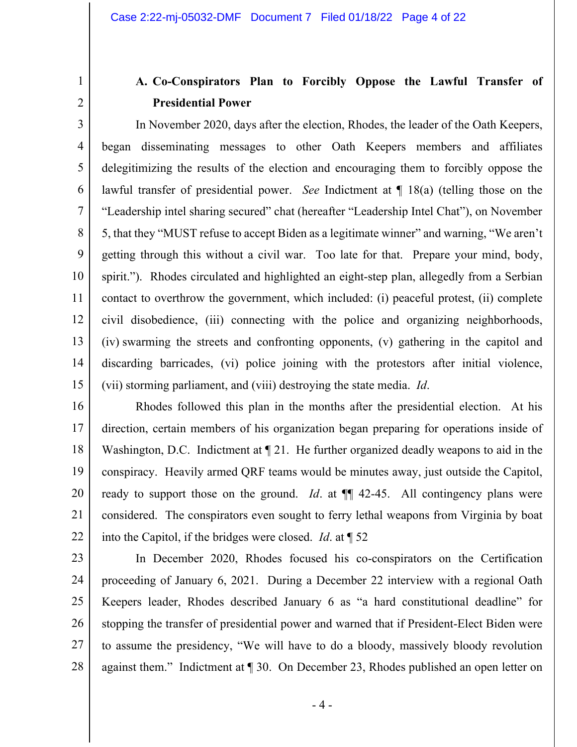### A. Co-Conspirators Plan to Forcibly Oppose the Lawful Transfer of Presidential Power

In November 2020, days after the election, Rhodes, the leader of the Oath Keepers, began disseminating messages to other Oath Keepers members and affiliates delegitimizing the results of the election and encouraging them to forcibly oppose the lawful transfer of presidential power. *See* Indictment at ¶ 18(a) (telling those on the "Leadership intel sharing secured" chat (hereafter "Leadership Intel Chat"), on November 5, that they "MUST refuse to accept Biden as a legitimate winner" and warning, "We aren't getting through this without a civil war. Too late for that. Prepare your mind, body, spirit."). Rhodes circulated and highlighted an eight-step plan, allegedly from a Serbian contact to overthrow the government, which included: (i) peaceful protest, (ii) complete civil disobedience, (iii) connecting with the police and organizing neighborhoods, (iv) swarming the streets and confronting opponents, (v) gathering in the capitol and discarding barricades, (vi) police joining with the protestors after initial violence, (vii) storming parliament, and (viii) destroying the state media. *Id*.

Rhodes followed this plan in the months after the presidential election. At his direction, certain members of his organization began preparing for operations inside of Washington, D.C. Indictment at ¶ 21. He further organized deadly weapons to aid in the conspiracy. Heavily armed QRF teams would be minutes away, just outside the Capitol, ready to support those on the ground. *Id*. at ¶¶ 42-45. All contingency plans were considered. The conspirators even sought to ferry lethal weapons from Virginia by boat into the Capitol, if the bridges were closed. *Id*. at ¶ 52

In December 2020, Rhodes focused his co-conspirators on the Certification proceeding of January 6, 2021. During a December 22 interview with a regional Oath Keepers leader, Rhodes described January 6 as "a hard constitutional deadline" for stopping the transfer of presidential power and warned that if President-Elect Biden were to assume the presidency, "We will have to do a bloody, massively bloody revolution against them." Indictment at ¶ 30. On December 23, Rhodes published an open letter on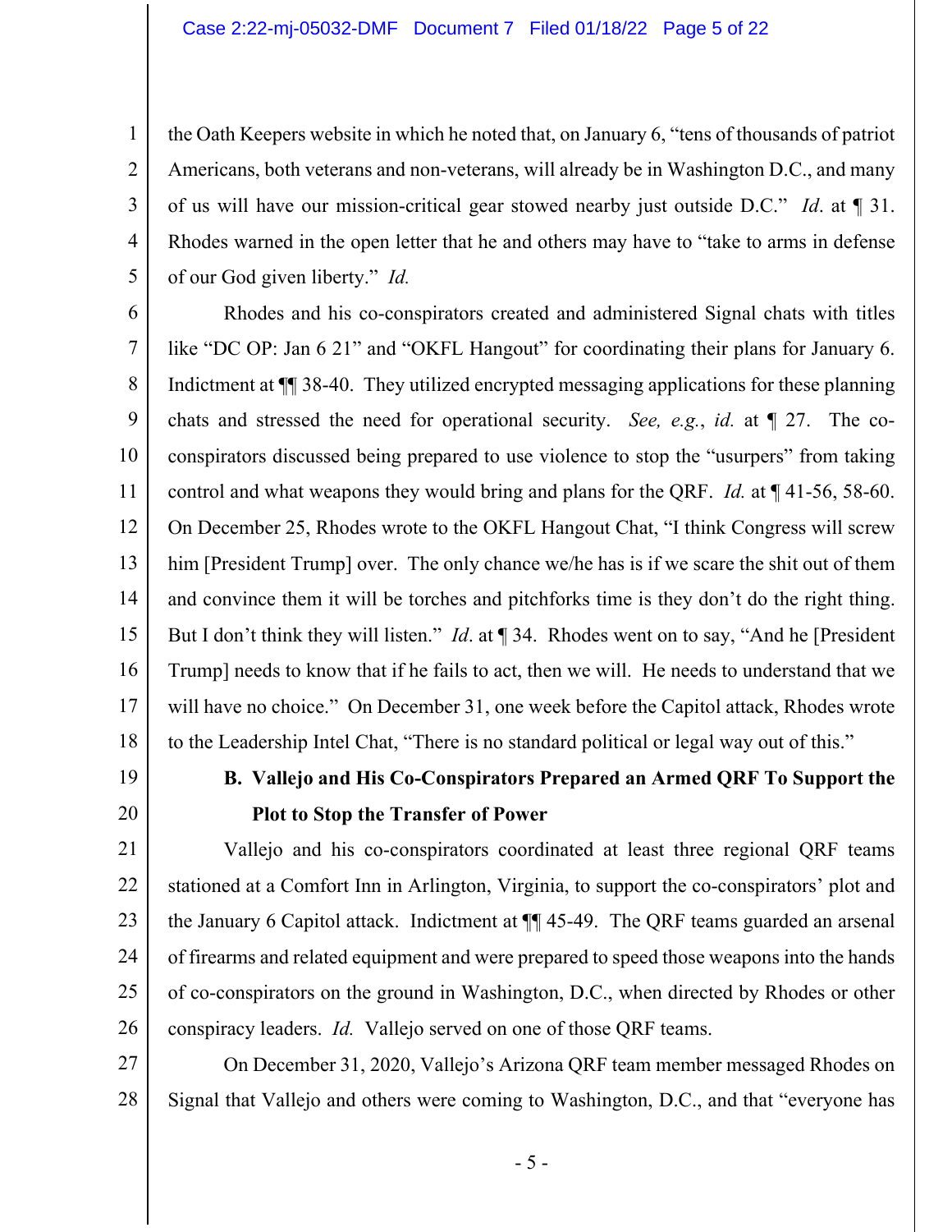the Oath Keepers website in which he noted that, on January 6, "tens of thousands of patriot Americans, both veterans and non-veterans, will already be in Washington D.C., and many of us will have our mission-critical gear stowed nearby just outside D.C." *Id.* at ¶ 31. Rhodes warned in the open letter that he and others may have to "take to arms in defense of our God given liberty." *Id.*

Rhodes and his co-conspirators created and administered Signal chats with titles like "DC OP: Jan 6 21" and "OKFL Hangout" for coordinating their plans for January 6. Indictment at ¶¶ 38-40. They utilized encrypted messaging applications for these planning chats and stressed the need for operational security. *See, e.g.*, *id.* at ¶ 27. The co-conspirators discussed being prepared to use violence to stop the "usurpers" from taking control and what weapons they would bring and plans for the QRF. *Id.* at ¶ 41-56, 58-60. On December 25, Rhodes wrote to the OKFL Hangout Chat, "I think Congress will screw him [President Trump] over. The only chance we/he has is if we scare the shit out of them and convince them it will be torches and pitchforks time is they don't do the right thing. But I don't think they will listen." *Id.* at ¶ 34. Rhodes went on to say, "And he [President Trump] needs to know that if he fails to act, then we will. He needs to understand that we will have no choice." On December 31, one week before the Capitol attack, Rhodes wrote to the Leadership Intel Chat, "There is no standard political or legal way out of this."

### B. Vallejo and His Co-Conspirators Prepared an Armed QRF To Support the Plot to Stop the Transfer of Power

Vallejo and his co-conspirators coordinated at least three regional QRF teams stationed at a Comfort Inn in Arlington, Virginia, to support the co-conspirators' plot and the January 6 Capitol attack. Indictment at ¶¶ 45-49. The QRF teams guarded an arsenal of firearms and related equipment and were prepared to speed those weapons into the hands of co-conspirators on the ground in Washington, D.C., when directed by Rhodes or other conspiracy leaders. *Id.* Vallejo served on one of those QRF teams.

On December 31, 2020, Vallejo's Arizona QRF team member messaged Rhodes on Signal that Vallejo and others were coming to Washington, D.C., and that "everyone has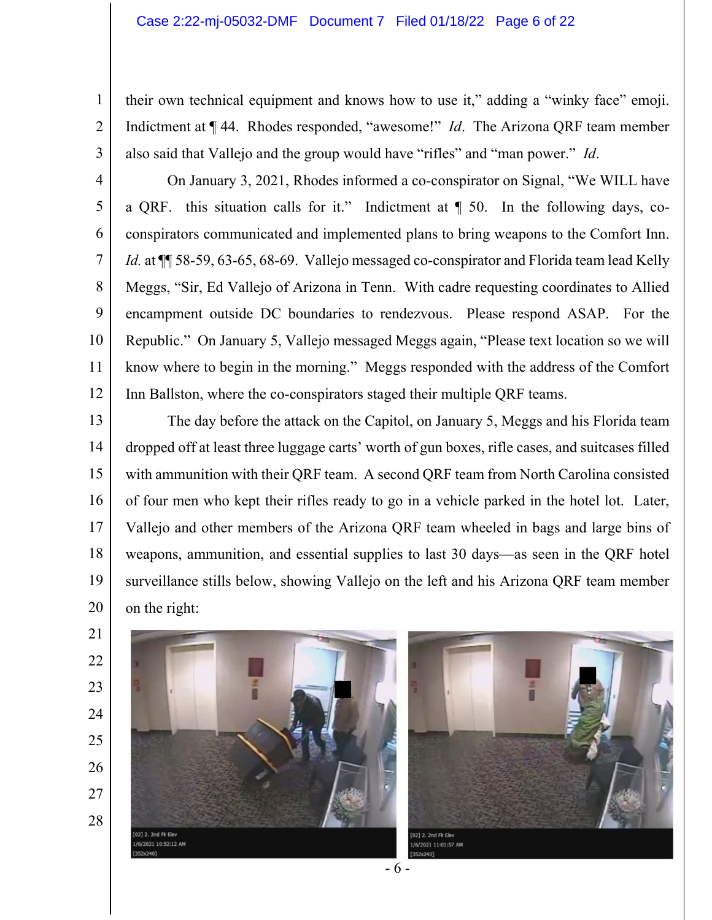their own technical equipment and knows how to use it," adding a "winky face" emoji. Indictment at ¶ 44. Rhodes responded, "awesome!" *Id*. The Arizona QRF team member also said that Vallejo and the group would have "rifles" and "man power." *Id*.

On January 3, 2021, Rhodes informed a co-conspirator on Signal, "We WILL have a QRF. this situation calls for it." Indictment at ¶ 50. In the following days, co-conspirators communicated and implemented plans to bring weapons to the Comfort Inn. *Id.* at ¶¶ 58-59, 63-65, 68-69. Vallejo messaged co-conspirator and Florida team lead Kelly Meggs, "Sir, Ed Vallejo of Arizona in Tenn. With cadre requesting coordinates to Allied encampment outside DC boundaries to rendezvous. Please respond ASAP. For the Republic." On January 5, Vallejo messaged Meggs again, "Please text location so we will know where to begin in the morning." Meggs responded with the address of the Comfort Inn Ballston, where the co-conspirators staged their multiple QRF teams.

The day before the attack on the Capitol, on January 5, Meggs and his Florida team dropped off at least three luggage carts' worth of gun boxes, rifle cases, and suitcases filled with ammunition with their QRF team. A second QRF team from North Carolina consisted of four men who kept their rifles ready to go in a vehicle parked in the hotel lot. Later, Vallejo and other members of the Arizona QRF team wheeled in bags and large bins of weapons, ammunition, and essential supplies to last 30 days—as seen in the QRF hotel surveillance stills below, showing Vallejo on the left and his Arizona QRF team member on the right: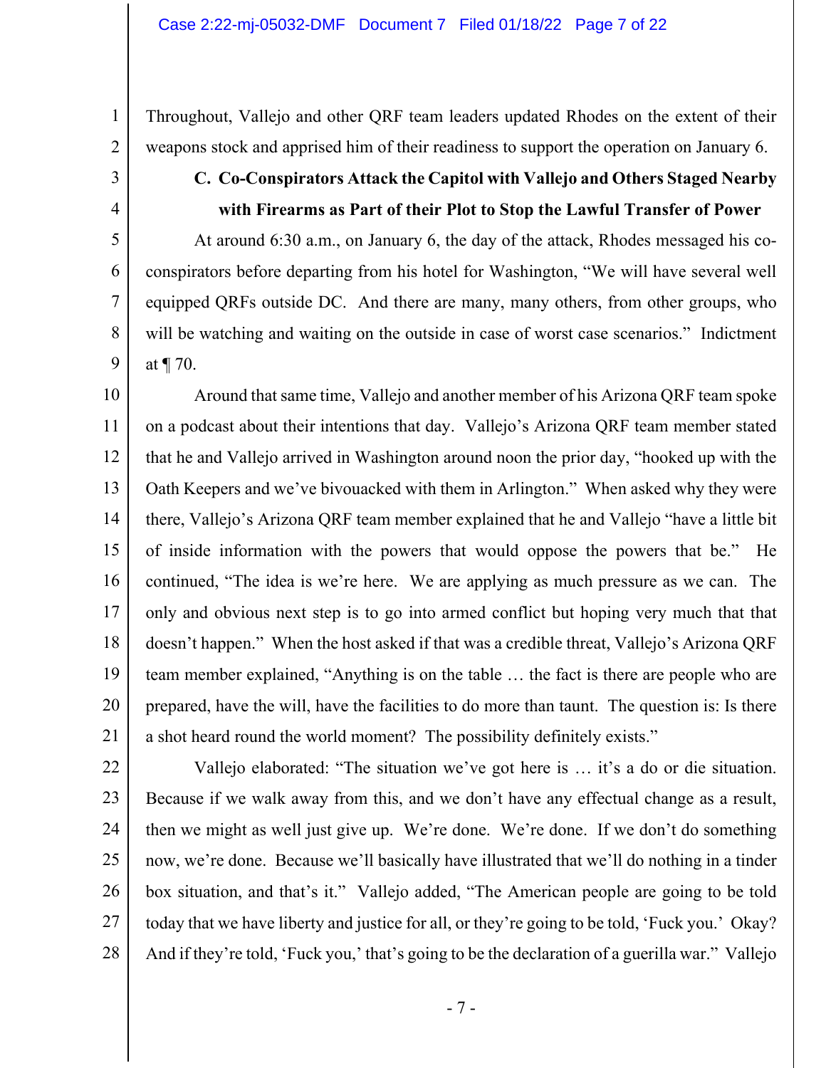Throughout, Vallejo and other QRF team leaders updated Rhodes on the extent of their weapons stock and apprised him of their readiness to support the operation on January 6.

### C. Co-Conspirators Attack the Capitol with Vallejo and Others Staged Nearby with Firearms as Part of their Plot to Stop the Lawful Transfer of Power

At around 6:30 a.m., on January 6, the day of the attack, Rhodes messaged his co-conspirators before departing from his hotel for Washington, "We will have several well equipped QRFs outside DC. And there are many, many others, from other groups, who will be watching and waiting on the outside in case of worst case scenarios." Indictment at ¶ 70.

Around that same time, Vallejo and another member of his Arizona QRF team spoke on a podcast about their intentions that day. Vallejo's Arizona QRF team member stated that he and Vallejo arrived in Washington around noon the prior day, "hooked up with the Oath Keepers and we've bivouacked with them in Arlington." When asked why they were there, Vallejo's Arizona QRF team member explained that he and Vallejo "have a little bit of inside information with the powers that would oppose the powers that be." He continued, "The idea is we're here. We are applying as much pressure as we can. The only and obvious next step is to go into armed conflict but hoping very much that that doesn't happen." When the host asked if that was a credible threat, Vallejo's Arizona QRF team member explained, "Anything is on the table … the fact is there are people who are prepared, have the will, have the facilities to do more than taunt. The question is: Is there a shot heard round the world moment? The possibility definitely exists."

Vallejo elaborated: "The situation we've got here is … it's a do or die situation. Because if we walk away from this, and we don't have any effectual change as a result, then we might as well just give up. We're done. We're done. If we don't do something now, we're done. Because we'll basically have illustrated that we'll do nothing in a tinder box situation, and that's it." Vallejo added, "The American people are going to be told today that we have liberty and justice for all, or they're going to be told, 'Fuck you.' Okay? And if they're told, 'Fuck you,' that's going to be the declaration of a guerilla war." Vallejo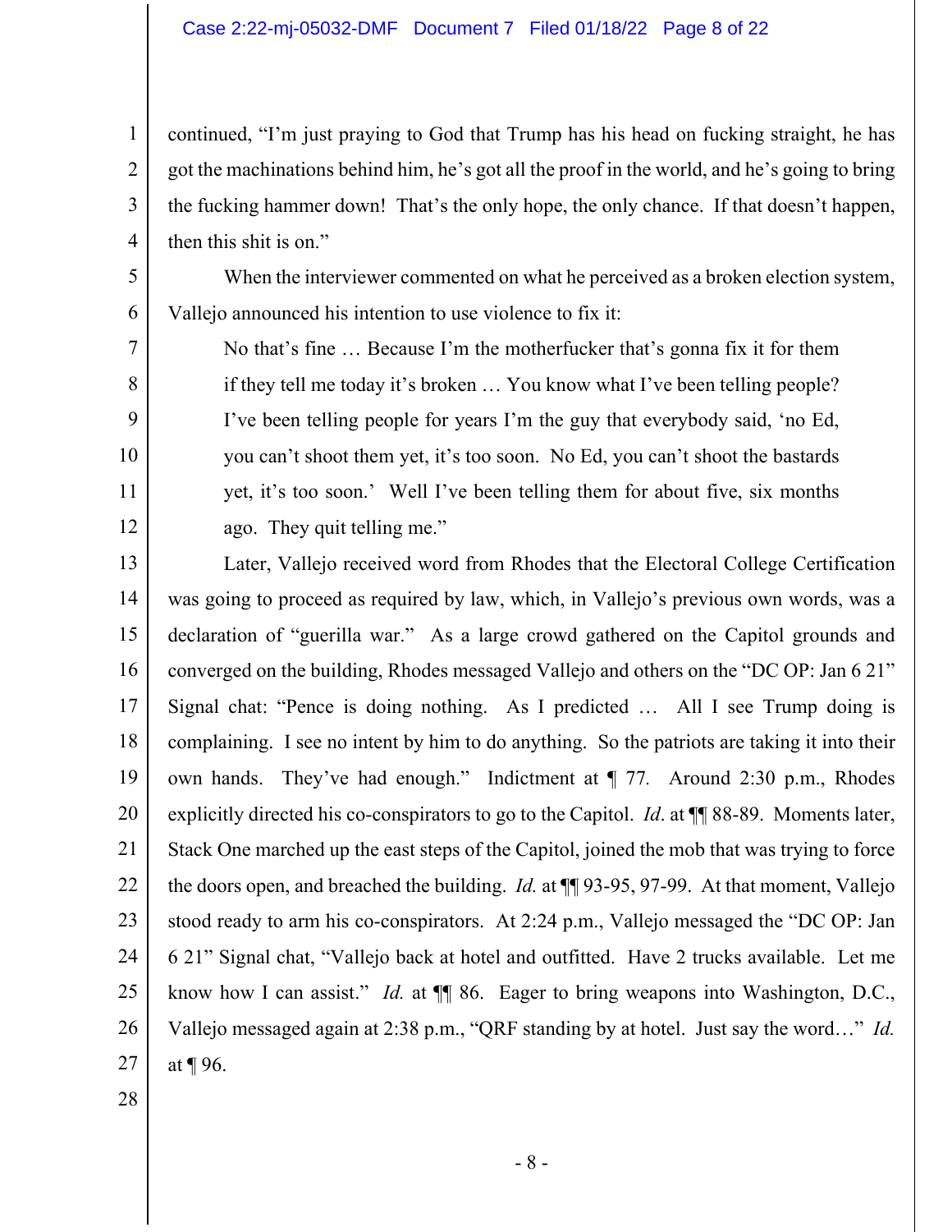continued, "I'm just praying to God that Trump has his head on fucking straight, he has got the machinations behind him, he's got all the proof in the world, and he's going to bring the fucking hammer down! That's the only hope, the only chance. If that doesn't happen, then this shit is on."

When the interviewer commented on what he perceived as a broken election system, Vallejo announced his intention to use violence to fix it:

> No that's fine … Because I'm the motherfucker that's gonna fix it for them if they tell me today it's broken … You know what I've been telling people? I've been telling people for years I'm the guy that everybody said, 'no Ed, you can't shoot them yet, it's too soon. No Ed, you can't shoot the bastards yet, it's too soon.' Well I've been telling them for about five, six months ago. They quit telling me."

Later, Vallejo received word from Rhodes that the Electoral College Certification was going to proceed as required by law, which, in Vallejo's previous own words, was a declaration of "guerilla war." As a large crowd gathered on the Capitol grounds and converged on the building, Rhodes messaged Vallejo and others on the "DC OP: Jan 6 21" Signal chat: "Pence is doing nothing. As I predicted … All I see Trump doing is complaining. I see no intent by him to do anything. So the patriots are taking it into their own hands. They've had enough." Indictment at ¶ 77. Around 2:30 p.m., Rhodes explicitly directed his co-conspirators to go to the Capitol. *Id*. at ¶¶ 88-89. Moments later, Stack One marched up the east steps of the Capitol, joined the mob that was trying to force the doors open, and breached the building. *Id.* at ¶¶ 93-95, 97-99. At that moment, Vallejo stood ready to arm his co-conspirators. At 2:24 p.m., Vallejo messaged the "DC OP: Jan 6 21" Signal chat, "Vallejo back at hotel and outfitted. Have 2 trucks available. Let me know how I can assist." *Id.* at ¶¶ 86. Eager to bring weapons into Washington, D.C., Vallejo messaged again at 2:38 p.m., "QRF standing by at hotel. Just say the word…" *Id.* at ¶ 96.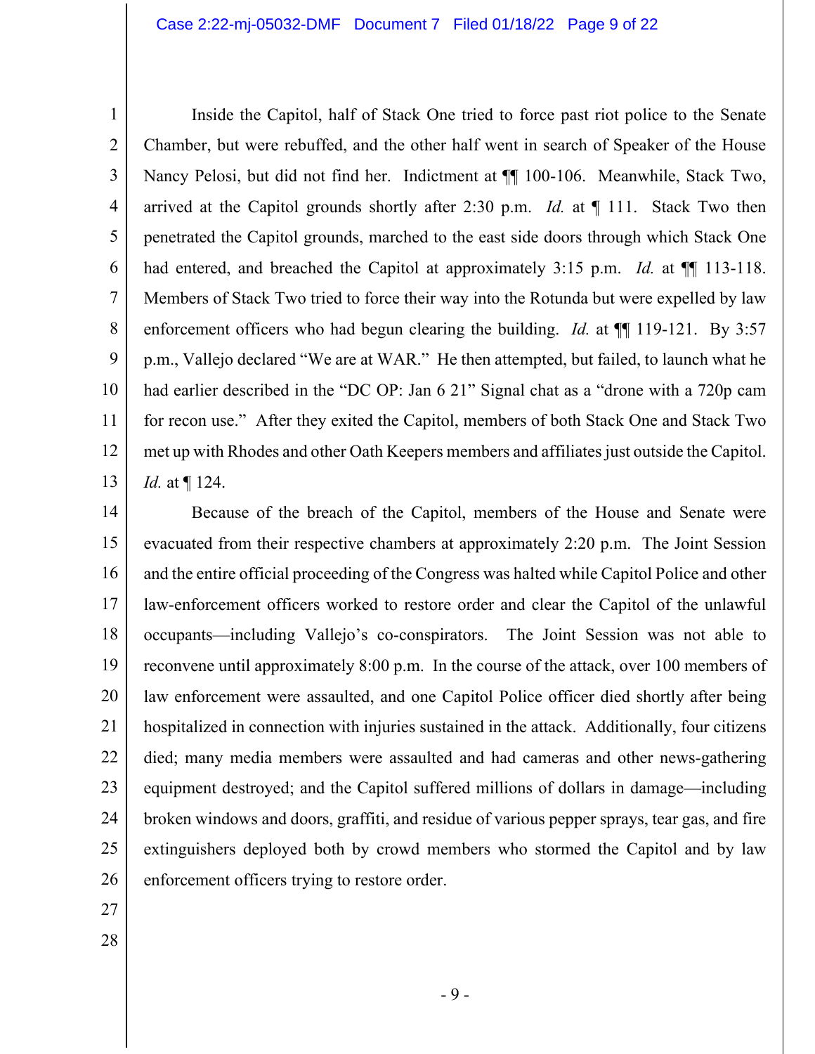Inside the Capitol, half of Stack One tried to force past riot police to the Senate Chamber, but were rebuffed, and the other half went in search of Speaker of the House Nancy Pelosi, but did not find her. Indictment at ¶¶ 100-106. Meanwhile, Stack Two, arrived at the Capitol grounds shortly after 2:30 p.m. *Id.* at ¶ 111. Stack Two then penetrated the Capitol grounds, marched to the east side doors through which Stack One had entered, and breached the Capitol at approximately 3:15 p.m. *Id.* at ¶¶ 113-118. Members of Stack Two tried to force their way into the Rotunda but were expelled by law enforcement officers who had begun clearing the building. *Id.* at ¶¶ 119-121. By 3:57 p.m., Vallejo declared "We are at WAR." He then attempted, but failed, to launch what he had earlier described in the "DC OP: Jan 6 21" Signal chat as a "drone with a 720p cam for recon use." After they exited the Capitol, members of both Stack One and Stack Two met up with Rhodes and other Oath Keepers members and affiliates just outside the Capitol. *Id.* at ¶ 124.

Because of the breach of the Capitol, members of the House and Senate were evacuated from their respective chambers at approximately 2:20 p.m. The Joint Session and the entire official proceeding of the Congress was halted while Capitol Police and other law-enforcement officers worked to restore order and clear the Capitol of the unlawful occupants—including Vallejo's co-conspirators. The Joint Session was not able to reconvene until approximately 8:00 p.m. In the course of the attack, over 100 members of law enforcement were assaulted, and one Capitol Police officer died shortly after being hospitalized in connection with injuries sustained in the attack. Additionally, four citizens died; many media members were assaulted and had cameras and other news-gathering equipment destroyed; and the Capitol suffered millions of dollars in damage—including broken windows and doors, graffiti, and residue of various pepper sprays, tear gas, and fire extinguishers deployed both by crowd members who stormed the Capitol and by law enforcement officers trying to restore order.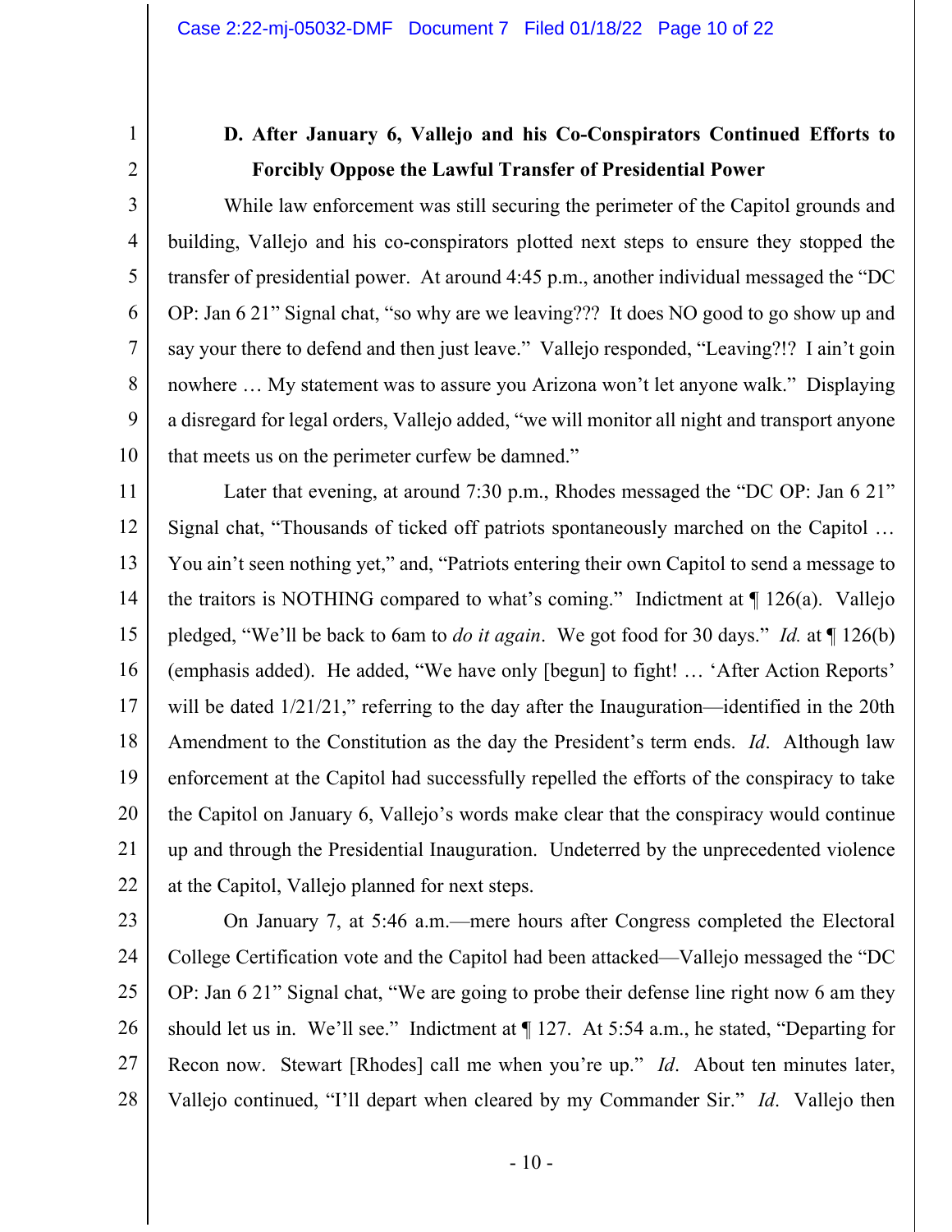### D. After January 6, Vallejo and his Co-Conspirators Continued Efforts to Forcibly Oppose the Lawful Transfer of Presidential Power

While law enforcement was still securing the perimeter of the Capitol grounds and building, Vallejo and his co-conspirators plotted next steps to ensure they stopped the transfer of presidential power. At around 4:45 p.m., another individual messaged the "DC OP: Jan 6 21" Signal chat, "so why are we leaving??? It does NO good to go show up and say your there to defend and then just leave." Vallejo responded, "Leaving?!? I ain't goin nowhere … My statement was to assure you Arizona won't let anyone walk." Displaying a disregard for legal orders, Vallejo added, "we will monitor all night and transport anyone that meets us on the perimeter curfew be damned."

Later that evening, at around 7:30 p.m., Rhodes messaged the "DC OP: Jan 6 21" Signal chat, "Thousands of ticked off patriots spontaneously marched on the Capitol … You ain't seen nothing yet," and, "Patriots entering their own Capitol to send a message to the traitors is NOTHING compared to what's coming." Indictment at ¶ 126(a). Vallejo pledged, "We'll be back to 6am to *do it again*. We got food for 30 days." *Id.* at ¶ 126(b) (emphasis added). He added, "We have only [begun] to fight! … 'After Action Reports' will be dated 1/21/21," referring to the day after the Inauguration—identified in the 20th Amendment to the Constitution as the day the President's term ends. *Id*. Although law enforcement at the Capitol had successfully repelled the efforts of the conspiracy to take the Capitol on January 6, Vallejo's words make clear that the conspiracy would continue up and through the Presidential Inauguration. Undeterred by the unprecedented violence at the Capitol, Vallejo planned for next steps.

On January 7, at 5:46 a.m.—mere hours after Congress completed the Electoral College Certification vote and the Capitol had been attacked—Vallejo messaged the "DC OP: Jan 6 21" Signal chat, "We are going to probe their defense line right now 6 am they should let us in. We'll see." Indictment at ¶ 127. At 5:54 a.m., he stated, "Departing for Recon now. Stewart [Rhodes] call me when you're up." *Id*. About ten minutes later, Vallejo continued, "I'll depart when cleared by my Commander Sir." *Id*. Vallejo then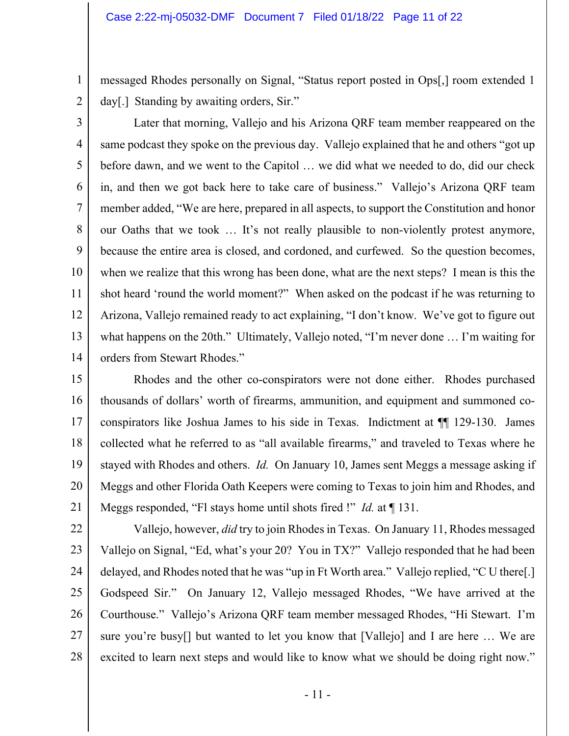messaged Rhodes personally on Signal, "Status report posted in Ops[,] room extended 1 day[.] Standing by awaiting orders, Sir."

Later that morning, Vallejo and his Arizona QRF team member reappeared on the same podcast they spoke on the previous day. Vallejo explained that he and others "got up before dawn, and we went to the Capitol … we did what we needed to do, did our check in, and then we got back here to take care of business." Vallejo's Arizona QRF team member added, "We are here, prepared in all aspects, to support the Constitution and honor our Oaths that we took … It's not really plausible to non-violently protest anymore, because the entire area is closed, and cordoned, and curfewed. So the question becomes, when we realize that this wrong has been done, what are the next steps? I mean is this the shot heard 'round the world moment?" When asked on the podcast if he was returning to Arizona, Vallejo remained ready to act explaining, "I don't know. We've got to figure out what happens on the 20th." Ultimately, Vallejo noted, "I'm never done … I'm waiting for orders from Stewart Rhodes."

Rhodes and the other co-conspirators were not done either. Rhodes purchased thousands of dollars' worth of firearms, ammunition, and equipment and summoned co-conspirators like Joshua James to his side in Texas. Indictment at ¶¶ 129-130. James collected what he referred to as "all available firearms," and traveled to Texas where he stayed with Rhodes and others. *Id.* On January 10, James sent Meggs a message asking if Meggs and other Florida Oath Keepers were coming to Texas to join him and Rhodes, and Meggs responded, "Fl stays home until shots fired !" *Id.* at ¶ 131.

Vallejo, however, *did* try to join Rhodes in Texas. On January 11, Rhodes messaged Vallejo on Signal, "Ed, what's your 20? You in TX?" Vallejo responded that he had been delayed, and Rhodes noted that he was "up in Ft Worth area." Vallejo replied, "C U there[.] Godspeed Sir." On January 12, Vallejo messaged Rhodes, "We have arrived at the Courthouse." Vallejo's Arizona QRF team member messaged Rhodes, "Hi Stewart. I'm sure you're busy[] but wanted to let you know that [Vallejo] and I are here … We are excited to learn next steps and would like to know what we should be doing right now."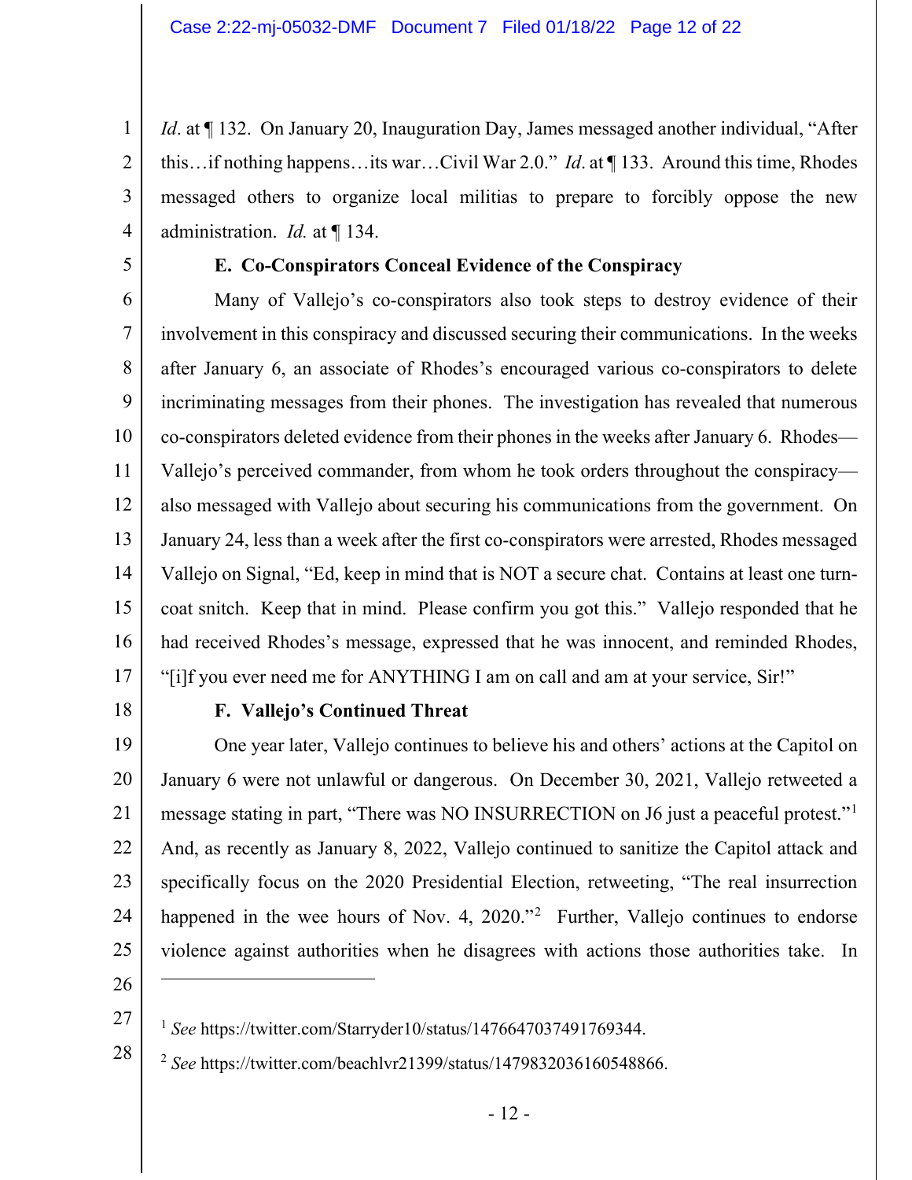*Id*. at ¶ 132. On January 20, Inauguration Day, James messaged another individual, "After this…if nothing happens…its war…Civil War 2.0." *Id*. at ¶ 133. Around this time, Rhodes messaged others to organize local militias to prepare to forcibly oppose the new administration. *Id.* at ¶ 134.

### E. Co-Conspirators Conceal Evidence of the Conspiracy

Many of Vallejo's co-conspirators also took steps to destroy evidence of their involvement in this conspiracy and discussed securing their communications. In the weeks after January 6, an associate of Rhodes's encouraged various co-conspirators to delete incriminating messages from their phones. The investigation has revealed that numerous co-conspirators deleted evidence from their phones in the weeks after January 6. Rhodes—Vallejo's perceived commander, from whom he took orders throughout the conspiracy—also messaged with Vallejo about securing his communications from the government. On January 24, less than a week after the first co-conspirators were arrested, Rhodes messaged Vallejo on Signal, "Ed, keep in mind that is NOT a secure chat. Contains at least one turn-coat snitch. Keep that in mind. Please confirm you got this." Vallejo responded that he had received Rhodes's message, expressed that he was innocent, and reminded Rhodes, "[i]f you ever need me for ANYTHING I am on call and am at your service, Sir!"

### F. Vallejo's Continued Threat

One year later, Vallejo continues to believe his and others' actions at the Capitol on January 6 were not unlawful or dangerous. On December 30, 2021, Vallejo retweeted a message stating in part, "There was NO INSURRECTION on J6 just a peaceful protest."[1] And, as recently as January 8, 2022, Vallejo continued to sanitize the Capitol attack and specifically focus on the 2020 Presidential Election, retweeting, "The real insurrection happened in the wee hours of Nov. 4, 2020."[2] Further, Vallejo continues to endorse violence against authorities when he disagrees with actions those authorities take. In

---

[1] *See* https://twitter.com/Starryder10/status/1476647037491769344.

[2] *See* https://twitter.com/beachlvr21399/status/1479832036160548866.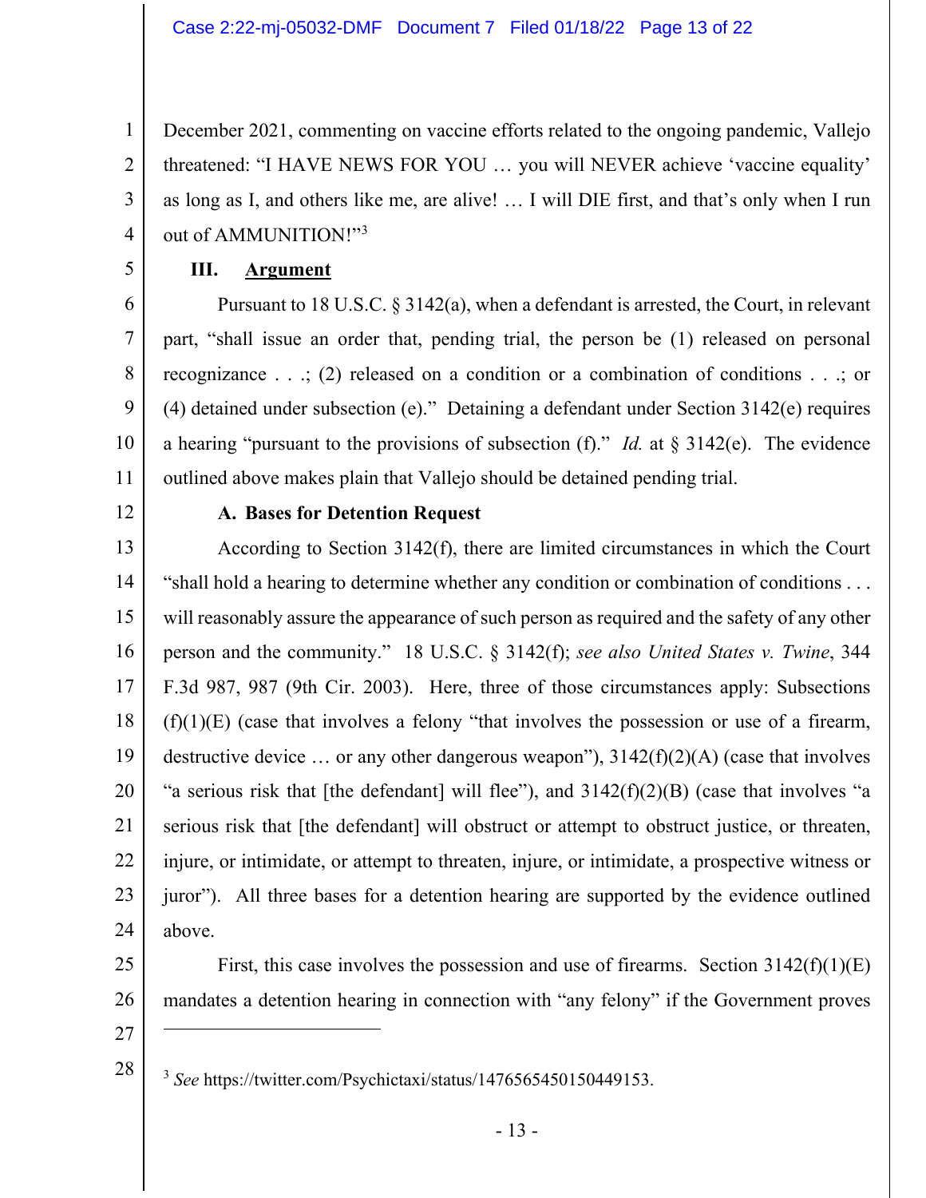December 2021, commenting on vaccine efforts related to the ongoing pandemic, Vallejo threatened: "I HAVE NEWS FOR YOU … you will NEVER achieve 'vaccine equality' as long as I, and others like me, are alive! … I will DIE first, and that's only when I run out of AMMUNITION!"[3]

## III. Argument

Pursuant to 18 U.S.C. § 3142(a), when a defendant is arrested, the Court, in relevant part, "shall issue an order that, pending trial, the person be (1) released on personal recognizance . . .; (2) released on a condition or a combination of conditions . . .; or (4) detained under subsection (e)." Detaining a defendant under Section 3142(e) requires a hearing "pursuant to the provisions of subsection (f)." *Id.* at § 3142(e). The evidence outlined above makes plain that Vallejo should be detained pending trial.

### A. Bases for Detention Request

According to Section 3142(f), there are limited circumstances in which the Court "shall hold a hearing to determine whether any condition or combination of conditions . . . will reasonably assure the appearance of such person as required and the safety of any other person and the community." 18 U.S.C. § 3142(f); *see also United States v. Twine*, 344 F.3d 987, 987 (9th Cir. 2003). Here, three of those circumstances apply: Subsections (f)(1)(E) (case that involves a felony "that involves the possession or use of a firearm, destructive device … or any other dangerous weapon"), 3142(f)(2)(A) (case that involves "a serious risk that [the defendant] will flee"), and 3142(f)(2)(B) (case that involves "a serious risk that [the defendant] will obstruct or attempt to obstruct justice, or threaten, injure, or intimidate, or attempt to threaten, injure, or intimidate, a prospective witness or juror"). All three bases for a detention hearing are supported by the evidence outlined above.

First, this case involves the possession and use of firearms. Section 3142(f)(1)(E) mandates a detention hearing in connection with "any felony" if the Government proves

---

[3] *See* https://twitter.com/Psychictaxi/status/1476565450150449153.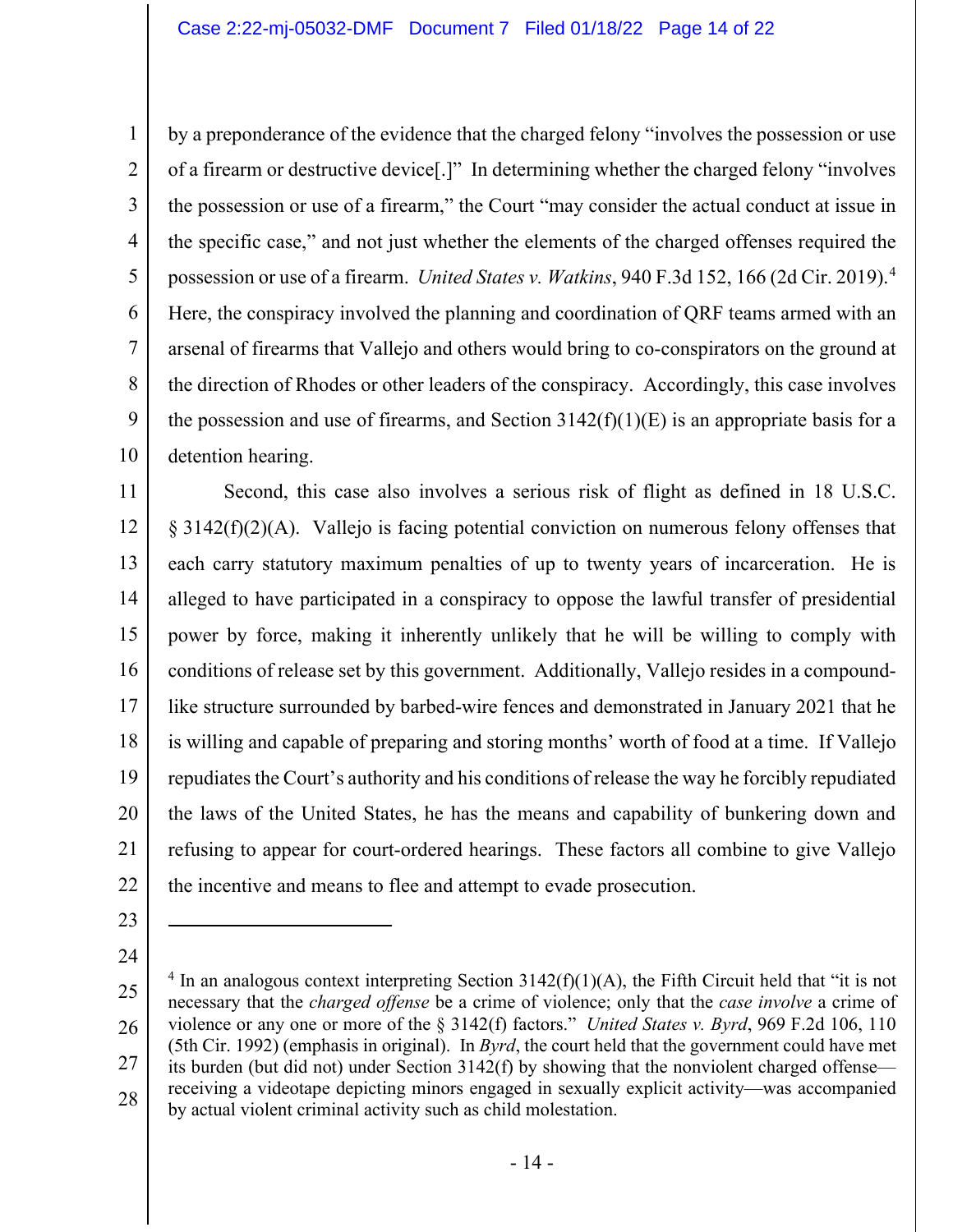by a preponderance of the evidence that the charged felony "involves the possession or use of a firearm or destructive device[.]" In determining whether the charged felony "involves the possession or use of a firearm," the Court "may consider the actual conduct at issue in the specific case," and not just whether the elements of the charged offenses required the possession or use of a firearm. *United States v. Watkins*, 940 F.3d 152, 166 (2d Cir. 2019).[4] Here, the conspiracy involved the planning and coordination of QRF teams armed with an arsenal of firearms that Vallejo and others would bring to co-conspirators on the ground at the direction of Rhodes or other leaders of the conspiracy. Accordingly, this case involves the possession and use of firearms, and Section 3142(f)(1)(E) is an appropriate basis for a detention hearing.

Second, this case also involves a serious risk of flight as defined in 18 U.S.C. § 3142(f)(2)(A). Vallejo is facing potential conviction on numerous felony offenses that each carry statutory maximum penalties of up to twenty years of incarceration. He is alleged to have participated in a conspiracy to oppose the lawful transfer of presidential power by force, making it inherently unlikely that he will be willing to comply with conditions of release set by this government. Additionally, Vallejo resides in a compound-like structure surrounded by barbed-wire fences and demonstrated in January 2021 that he is willing and capable of preparing and storing months' worth of food at a time. If Vallejo repudiates the Court's authority and his conditions of release the way he forcibly repudiated the laws of the United States, he has the means and capability of bunkering down and refusing to appear for court-ordered hearings. These factors all combine to give Vallejo the incentive and means to flee and attempt to evade prosecution.

---

[4] In an analogous context interpreting Section 3142(f)(1)(A), the Fifth Circuit held that "it is not necessary that the *charged offense* be a crime of violence; only that the *case involve* a crime of violence or any one or more of the § 3142(f) factors." *United States v. Byrd*, 969 F.2d 106, 110 (5th Cir. 1992) (emphasis in original). In *Byrd*, the court held that the government could have met its burden (but did not) under Section 3142(f) by showing that the nonviolent charged offense—receiving a videotape depicting minors engaged in sexually explicit activity—was accompanied by actual violent criminal activity such as child molestation.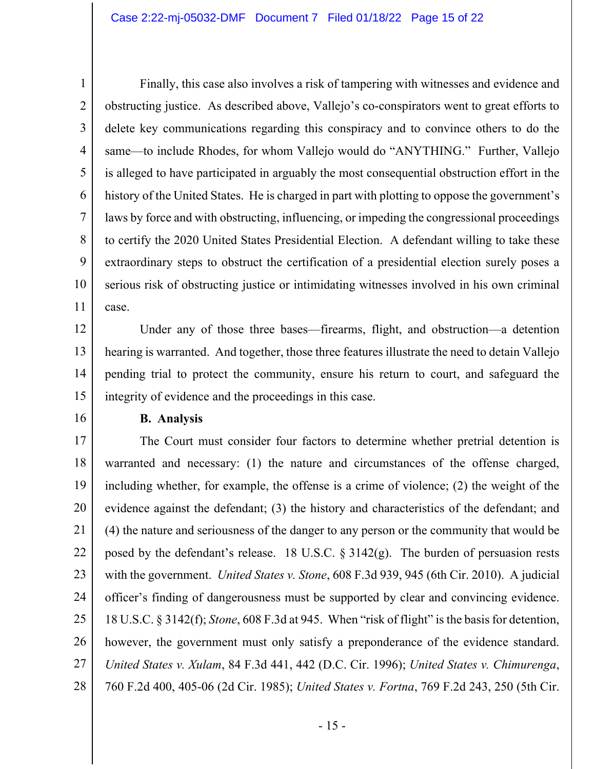Finally, this case also involves a risk of tampering with witnesses and evidence and obstructing justice. As described above, Vallejo's co-conspirators went to great efforts to delete key communications regarding this conspiracy and to convince others to do the same—to include Rhodes, for whom Vallejo would do "ANYTHING." Further, Vallejo is alleged to have participated in arguably the most consequential obstruction effort in the history of the United States. He is charged in part with plotting to oppose the government's laws by force and with obstructing, influencing, or impeding the congressional proceedings to certify the 2020 United States Presidential Election. A defendant willing to take these extraordinary steps to obstruct the certification of a presidential election surely poses a serious risk of obstructing justice or intimidating witnesses involved in his own criminal case.

Under any of those three bases—firearms, flight, and obstruction—a detention hearing is warranted. And together, those three features illustrate the need to detain Vallejo pending trial to protect the community, ensure his return to court, and safeguard the integrity of evidence and the proceedings in this case.

**B. Analysis**

The Court must consider four factors to determine whether pretrial detention is warranted and necessary: (1) the nature and circumstances of the offense charged, including whether, for example, the offense is a crime of violence; (2) the weight of the evidence against the defendant; (3) the history and characteristics of the defendant; and (4) the nature and seriousness of the danger to any person or the community that would be posed by the defendant's release. 18 U.S.C. § 3142(g). The burden of persuasion rests with the government. *United States v. Stone*, 608 F.3d 939, 945 (6th Cir. 2010). A judicial officer's finding of dangerousness must be supported by clear and convincing evidence. 18 U.S.C. § 3142(f); *Stone*, 608 F.3d at 945. When "risk of flight" is the basis for detention, however, the government must only satisfy a preponderance of the evidence standard. *United States v. Xulam*, 84 F.3d 441, 442 (D.C. Cir. 1996); *United States v. Chimurenga*, 760 F.2d 400, 405-06 (2d Cir. 1985); *United States v. Fortna*, 769 F.2d 243, 250 (5th Cir.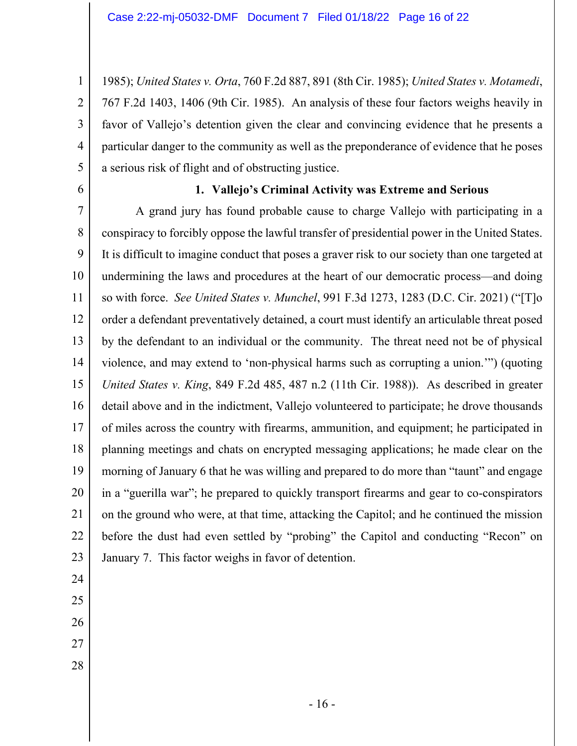1985); *United States v. Orta*, 760 F.2d 887, 891 (8th Cir. 1985); *United States v. Motamedi*, 767 F.2d 1403, 1406 (9th Cir. 1985). An analysis of these four factors weighs heavily in favor of Vallejo's detention given the clear and convincing evidence that he presents a particular danger to the community as well as the preponderance of evidence that he poses a serious risk of flight and of obstructing justice.

### 1. Vallejo's Criminal Activity was Extreme and Serious

A grand jury has found probable cause to charge Vallejo with participating in a conspiracy to forcibly oppose the lawful transfer of presidential power in the United States. It is difficult to imagine conduct that poses a graver risk to our society than one targeted at undermining the laws and procedures at the heart of our democratic process—and doing so with force. *See United States v. Munchel*, 991 F.3d 1273, 1283 (D.C. Cir. 2021) ("[T]o order a defendant preventatively detained, a court must identify an articulable threat posed by the defendant to an individual or the community. The threat need not be of physical violence, and may extend to 'non-physical harms such as corrupting a union.'") (quoting *United States v. King*, 849 F.2d 485, 487 n.2 (11th Cir. 1988)). As described in greater detail above and in the indictment, Vallejo volunteered to participate; he drove thousands of miles across the country with firearms, ammunition, and equipment; he participated in planning meetings and chats on encrypted messaging applications; he made clear on the morning of January 6 that he was willing and prepared to do more than "taunt" and engage in a "guerilla war"; he prepared to quickly transport firearms and gear to co-conspirators on the ground who were, at that time, attacking the Capitol; and he continued the mission before the dust had even settled by "probing" the Capitol and conducting "Recon" on January 7. This factor weighs in favor of detention.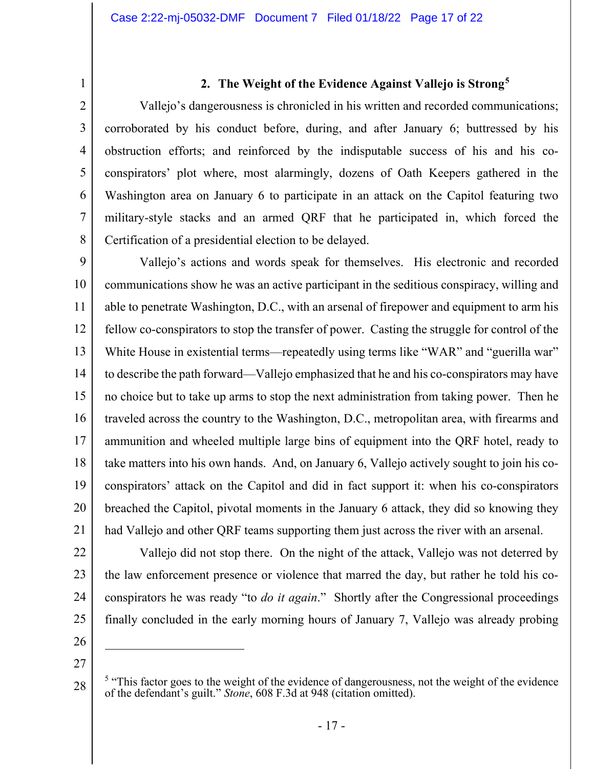### 2. The Weight of the Evidence Against Vallejo is Strong[5]

Vallejo's dangerousness is chronicled in his written and recorded communications; corroborated by his conduct before, during, and after January 6; buttressed by his obstruction efforts; and reinforced by the indisputable success of his and his co-conspirators' plot where, most alarmingly, dozens of Oath Keepers gathered in the Washington area on January 6 to participate in an attack on the Capitol featuring two military-style stacks and an armed QRF that he participated in, which forced the Certification of a presidential election to be delayed.

Vallejo's actions and words speak for themselves. His electronic and recorded communications show he was an active participant in the seditious conspiracy, willing and able to penetrate Washington, D.C., with an arsenal of firepower and equipment to arm his fellow co-conspirators to stop the transfer of power. Casting the struggle for control of the White House in existential terms—repeatedly using terms like "WAR" and "guerilla war" to describe the path forward—Vallejo emphasized that he and his co-conspirators may have no choice but to take up arms to stop the next administration from taking power. Then he traveled across the country to the Washington, D.C., metropolitan area, with firearms and ammunition and wheeled multiple large bins of equipment into the QRF hotel, ready to take matters into his own hands. And, on January 6, Vallejo actively sought to join his co-conspirators' attack on the Capitol and did in fact support it: when his co-conspirators breached the Capitol, pivotal moments in the January 6 attack, they did so knowing they had Vallejo and other QRF teams supporting them just across the river with an arsenal.

Vallejo did not stop there. On the night of the attack, Vallejo was not deterred by the law enforcement presence or violence that marred the day, but rather he told his co-conspirators he was ready "to *do it again*." Shortly after the Congressional proceedings finally concluded in the early morning hours of January 7, Vallejo was already probing

---

[5] "This factor goes to the weight of the evidence of dangerousness, not the weight of the evidence of the defendant's guilt." *Stone*, 608 F.3d at 948 (citation omitted).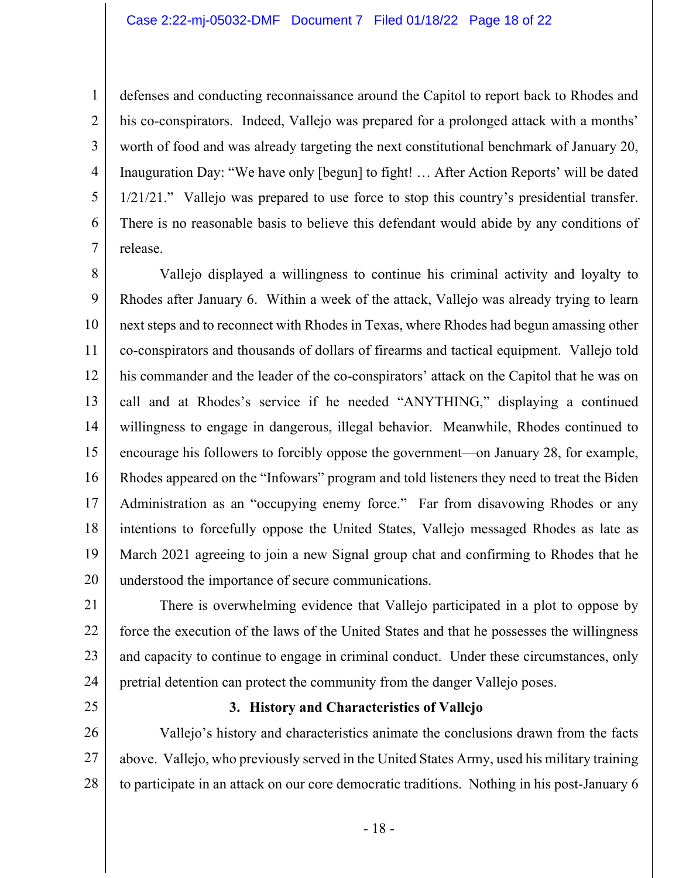defenses and conducting reconnaissance around the Capitol to report back to Rhodes and his co-conspirators. Indeed, Vallejo was prepared for a prolonged attack with a months' worth of food and was already targeting the next constitutional benchmark of January 20, Inauguration Day: "We have only [begun] to fight! … After Action Reports' will be dated 1/21/21." Vallejo was prepared to use force to stop this country's presidential transfer. There is no reasonable basis to believe this defendant would abide by any conditions of release.

Vallejo displayed a willingness to continue his criminal activity and loyalty to Rhodes after January 6. Within a week of the attack, Vallejo was already trying to learn next steps and to reconnect with Rhodes in Texas, where Rhodes had begun amassing other co-conspirators and thousands of dollars of firearms and tactical equipment. Vallejo told his commander and the leader of the co-conspirators' attack on the Capitol that he was on call and at Rhodes's service if he needed "ANYTHING," displaying a continued willingness to engage in dangerous, illegal behavior. Meanwhile, Rhodes continued to encourage his followers to forcibly oppose the government—on January 28, for example, Rhodes appeared on the "Infowars" program and told listeners they need to treat the Biden Administration as an "occupying enemy force." Far from disavowing Rhodes or any intentions to forcefully oppose the United States, Vallejo messaged Rhodes as late as March 2021 agreeing to join a new Signal group chat and confirming to Rhodes that he understood the importance of secure communications.

There is overwhelming evidence that Vallejo participated in a plot to oppose by force the execution of the laws of the United States and that he possesses the willingness and capacity to continue to engage in criminal conduct. Under these circumstances, only pretrial detention can protect the community from the danger Vallejo poses.

### 3. History and Characteristics of Vallejo

Vallejo's history and characteristics animate the conclusions drawn from the facts above. Vallejo, who previously served in the United States Army, used his military training to participate in an attack on our core democratic traditions. Nothing in his post-January 6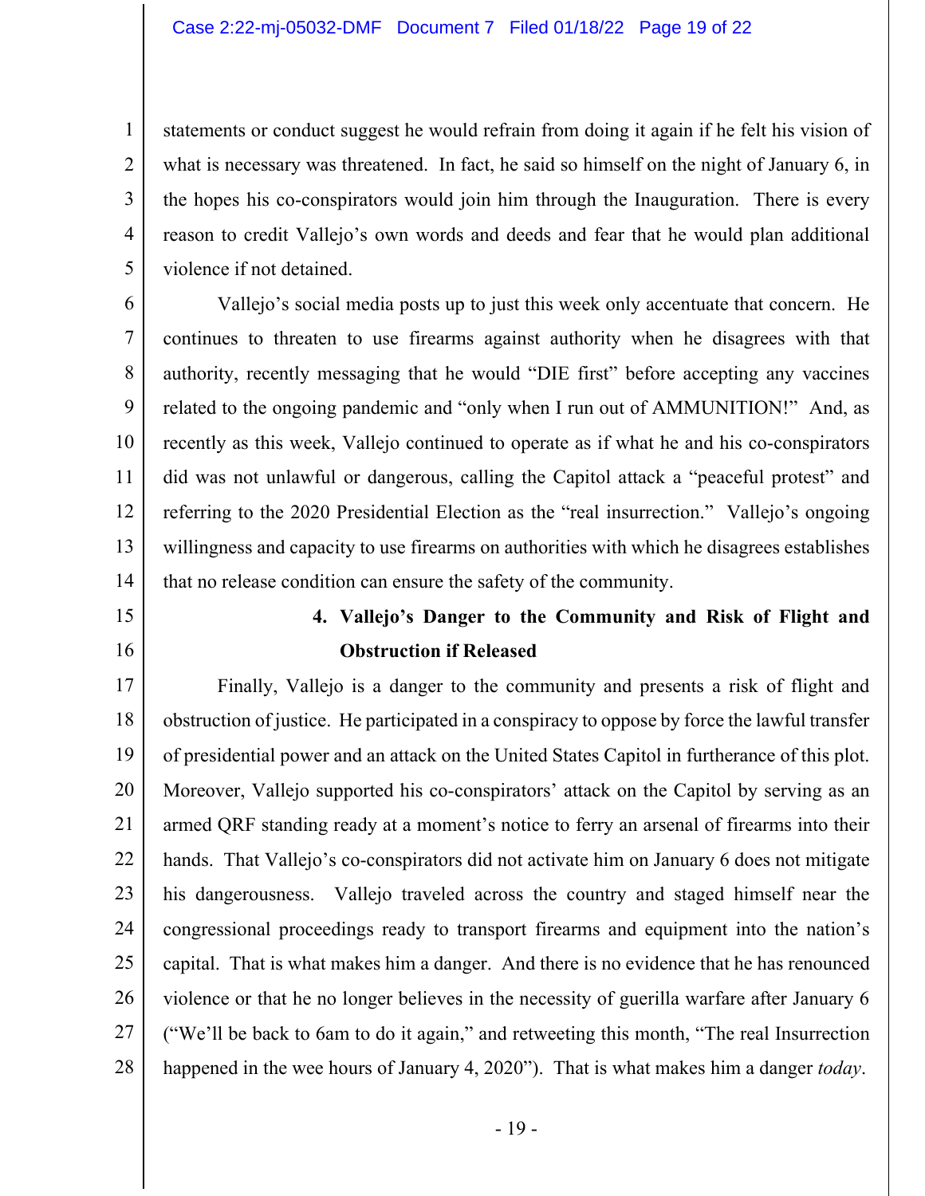statements or conduct suggest he would refrain from doing it again if he felt his vision of what is necessary was threatened. In fact, he said so himself on the night of January 6, in the hopes his co-conspirators would join him through the Inauguration. There is every reason to credit Vallejo's own words and deeds and fear that he would plan additional violence if not detained.

Vallejo's social media posts up to just this week only accentuate that concern. He continues to threaten to use firearms against authority when he disagrees with that authority, recently messaging that he would "DIE first" before accepting any vaccines related to the ongoing pandemic and "only when I run out of AMMUNITION!" And, as recently as this week, Vallejo continued to operate as if what he and his co-conspirators did was not unlawful or dangerous, calling the Capitol attack a "peaceful protest" and referring to the 2020 Presidential Election as the "real insurrection." Vallejo's ongoing willingness and capacity to use firearms on authorities with which he disagrees establishes that no release condition can ensure the safety of the community.

**4. Vallejo's Danger to the Community and Risk of Flight and Obstruction if Released**

Finally, Vallejo is a danger to the community and presents a risk of flight and obstruction of justice. He participated in a conspiracy to oppose by force the lawful transfer of presidential power and an attack on the United States Capitol in furtherance of this plot. Moreover, Vallejo supported his co-conspirators' attack on the Capitol by serving as an armed QRF standing ready at a moment's notice to ferry an arsenal of firearms into their hands. That Vallejo's co-conspirators did not activate him on January 6 does not mitigate his dangerousness. Vallejo traveled across the country and staged himself near the congressional proceedings ready to transport firearms and equipment into the nation's capital. That is what makes him a danger. And there is no evidence that he has renounced violence or that he no longer believes in the necessity of guerilla warfare after January 6 ("We'll be back to 6am to do it again," and retweeting this month, "The real Insurrection happened in the wee hours of January 4, 2020"). That is what makes him a danger *today*.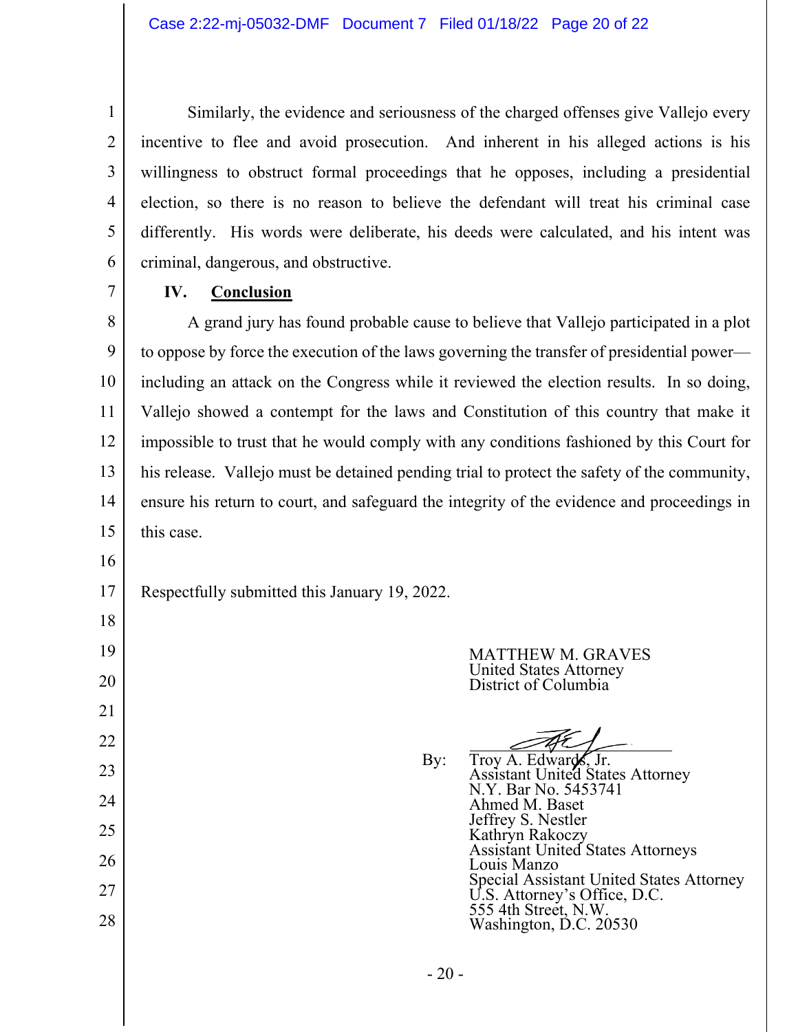Similarly, the evidence and seriousness of the charged offenses give Vallejo every incentive to flee and avoid prosecution. And inherent in his alleged actions is his willingness to obstruct formal proceedings that he opposes, including a presidential election, so there is no reason to believe the defendant will treat his criminal case differently. His words were deliberate, his deeds were calculated, and his intent was criminal, dangerous, and obstructive.

## IV. **Conclusion**

A grand jury has found probable cause to believe that Vallejo participated in a plot to oppose by force the execution of the laws governing the transfer of presidential power—including an attack on the Congress while it reviewed the election results. In so doing, Vallejo showed a contempt for the laws and Constitution of this country that make it impossible to trust that he would comply with any conditions fashioned by this Court for his release. Vallejo must be detained pending trial to protect the safety of the community, ensure his return to court, and safeguard the integrity of the evidence and proceedings in this case.

Respectfully submitted this January 19, 2022.

MATTHEW M. GRAVES
United States Attorney
District of Columbia

By: Troy A. Edwards, Jr.
Assistant United States Attorney
N.Y. Bar No. 5453741
Ahmed M. Baset
Jeffrey S. Nestler
Kathryn Rakoczy
Assistant United States Attorneys
Louis Manzo
Special Assistant United States Attorney
U.S. Attorney's Office, D.C.
555 4th Street, N.W.
Washington, D.C. 20530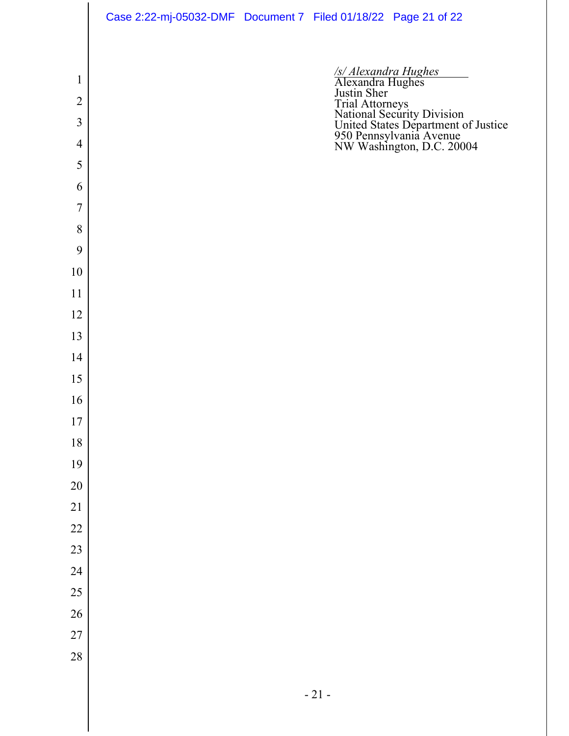*/s/ Alexandra Hughes*
Alexandra Hughes
Justin Sher
Trial Attorneys
National Security Division
United States Department of Justice
950 Pennsylvania Avenue
NW Washington, D.C. 20004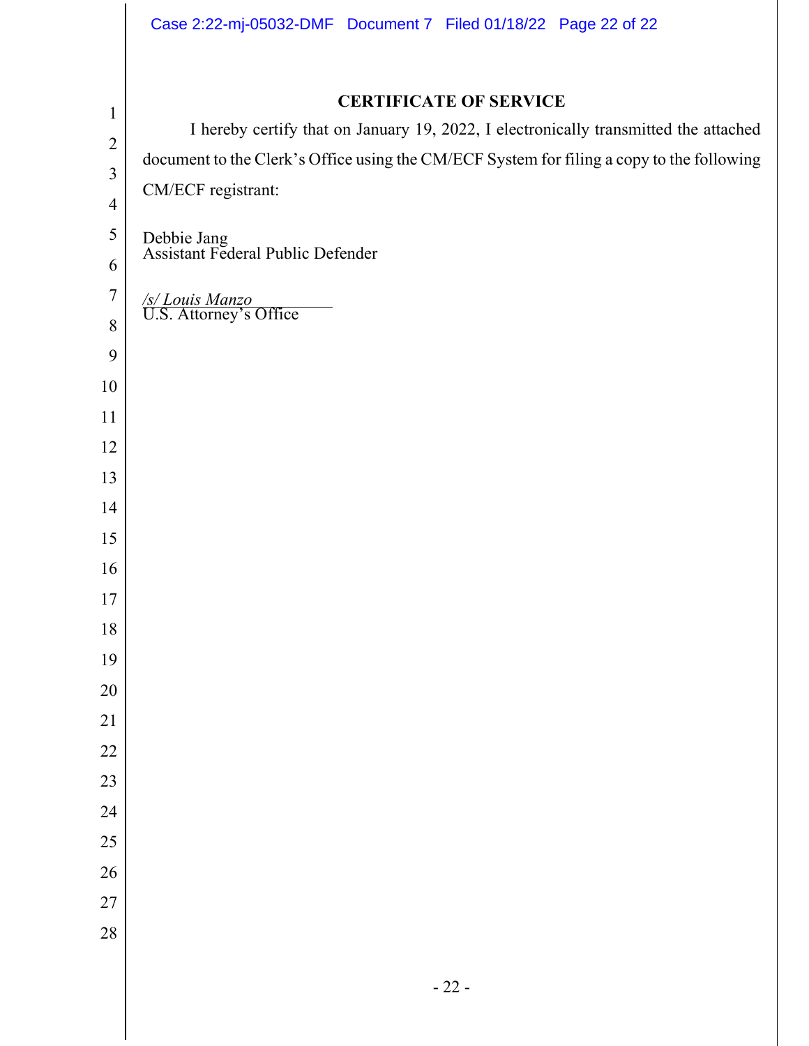## CERTIFICATE OF SERVICE

I hereby certify that on January 19, 2022, I electronically transmitted the attached document to the Clerk's Office using the CM/ECF System for filing a copy to the following CM/ECF registrant:

Debbie Jang
Assistant Federal Public Defender

*/s/ Louis Manzo*
U.S. Attorney's Office